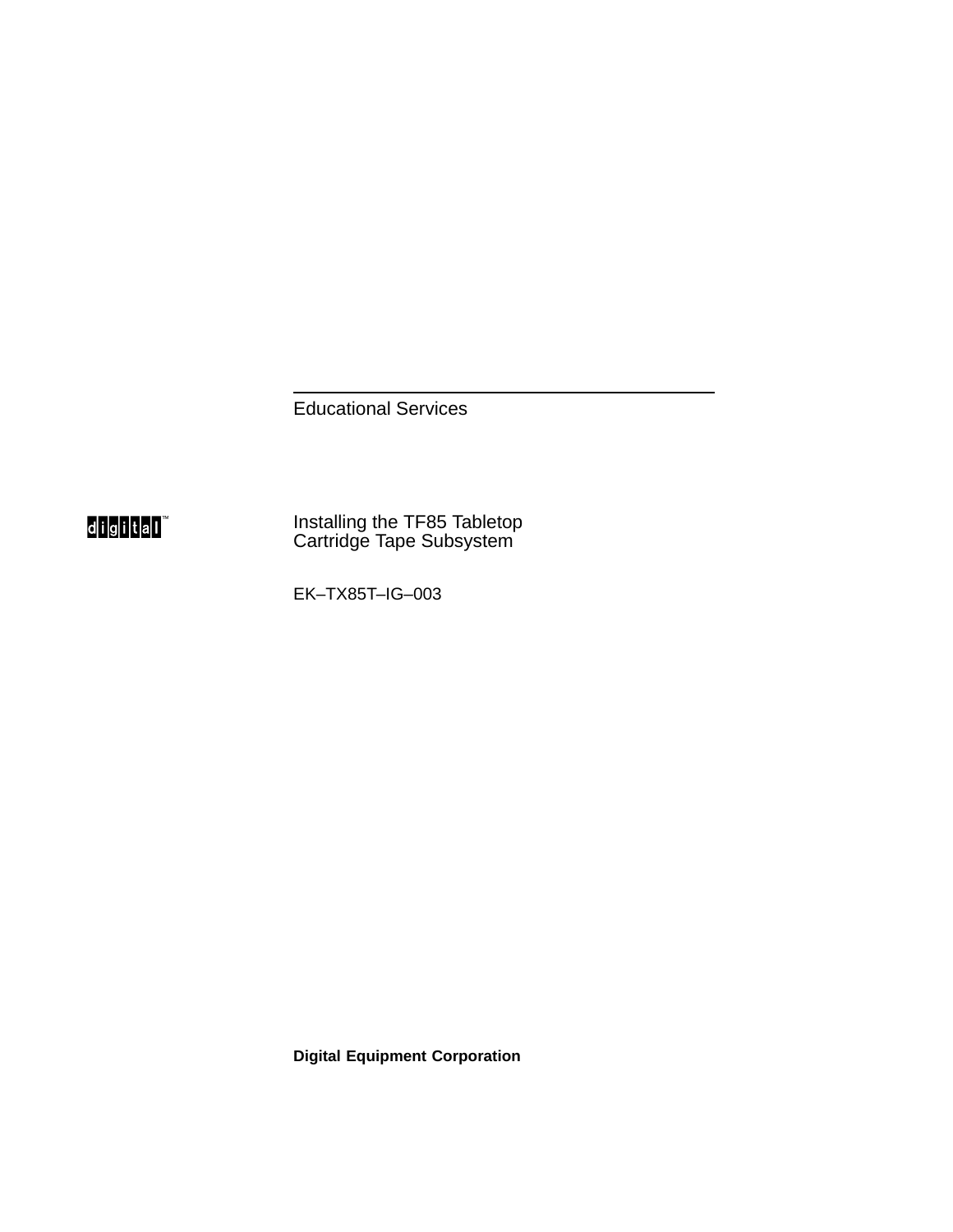Educational Services

digital™

# Installing the TF85 Tabletop Cartridge Tape Subsystem

EK–TX85T–IG–003

**Digital Equipment Corporation**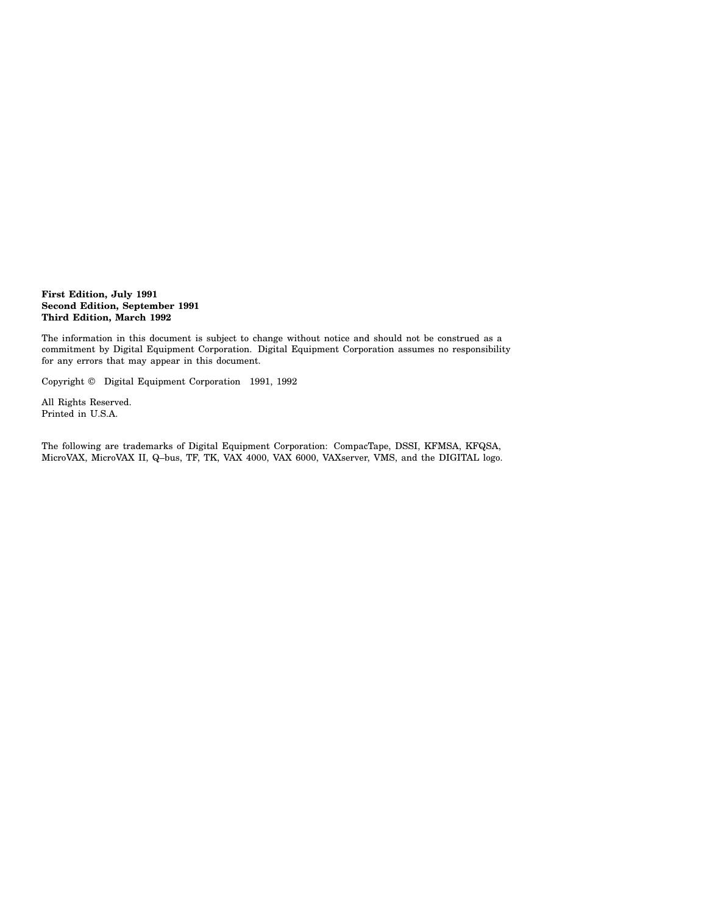**First Edition, July 1991**
**Second Edition, September 1991**
**Third Edition, March 1992**

The information in this document is subject to change without notice and should not be construed as a commitment by Digital Equipment Corporation. Digital Equipment Corporation assumes no responsibility for any errors that may appear in this document.

Copyright © Digital Equipment Corporation 1991, 1992

All Rights Reserved.
Printed in U.S.A.

The following are trademarks of Digital Equipment Corporation: CompacTape, DSSI, KFMSA, KFQSA, MicroVAX, MicroVAX II, Q–bus, TF, TK, VAX 4000, VAX 6000, VAXserver, VMS, and the DIGITAL logo.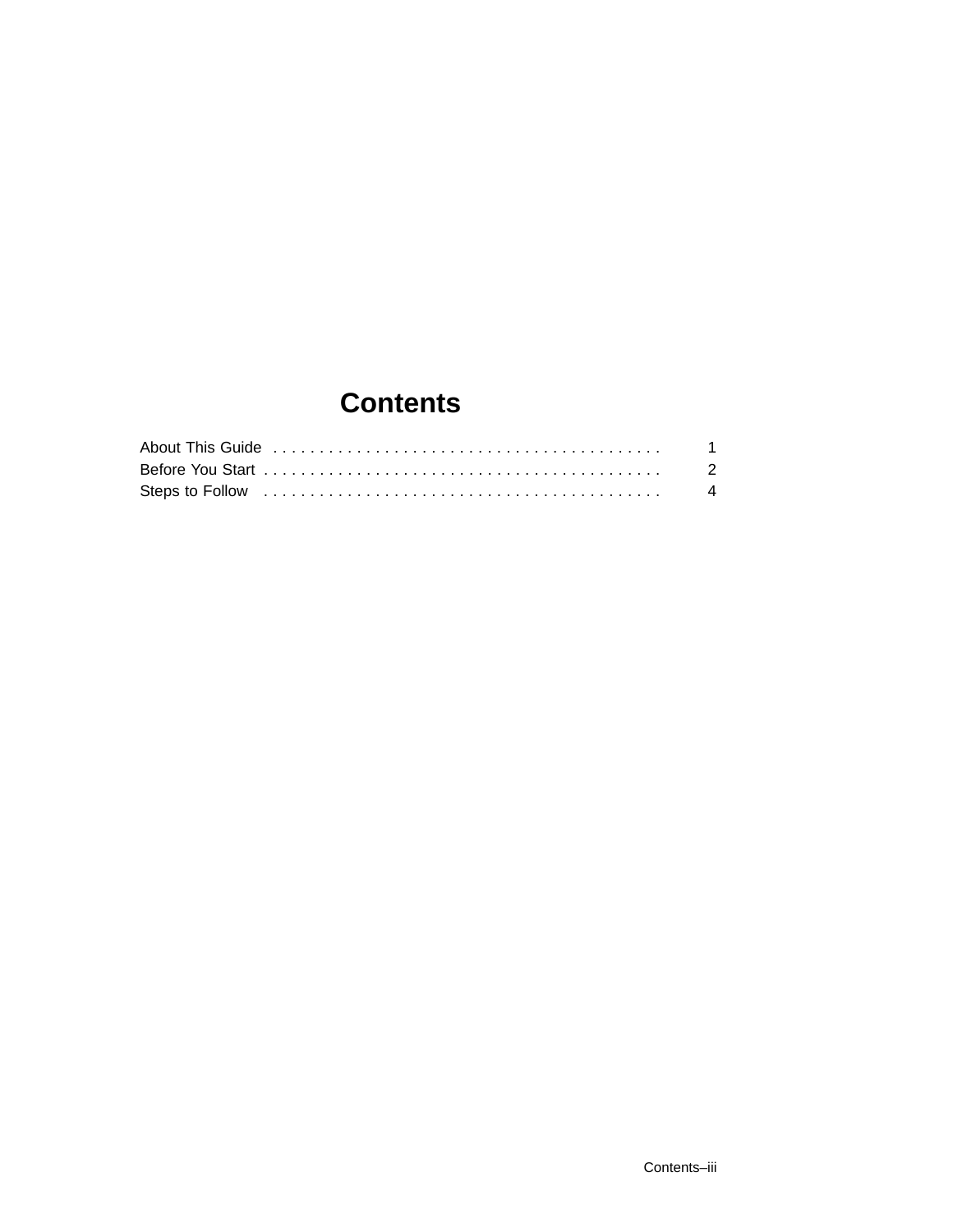# Contents

| | |
|---|---|
| About This Guide | 1 |
| Before You Start | 2 |
| Steps to Follow | 4 |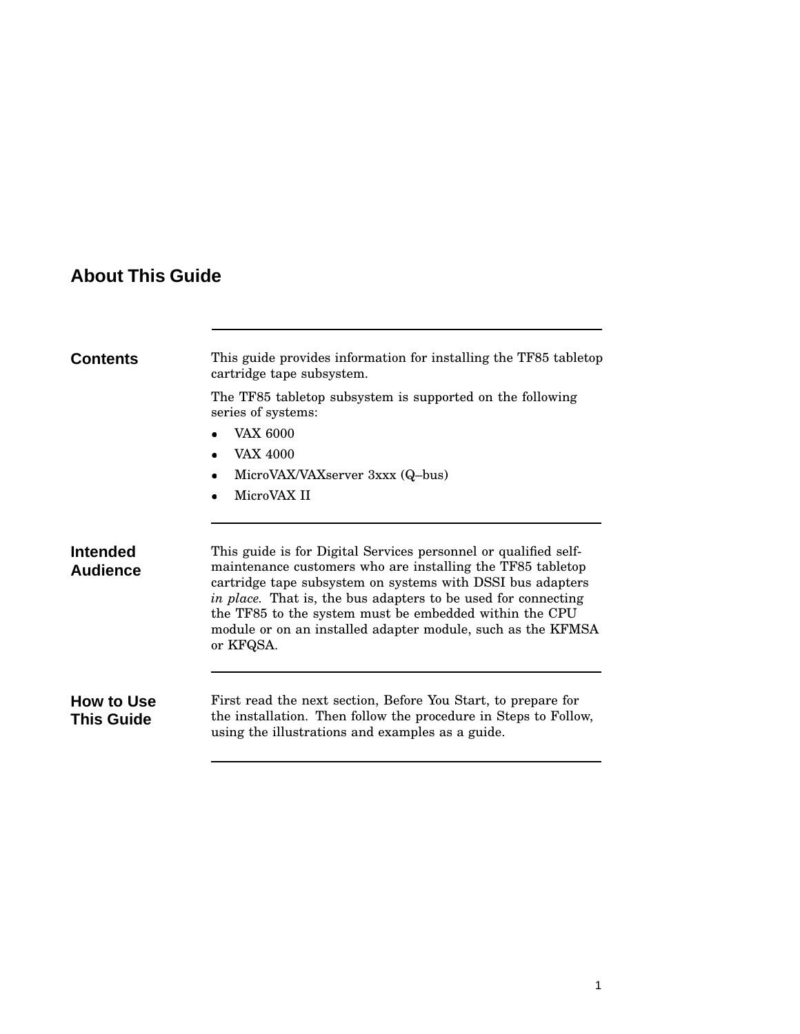# About This Guide

## Contents

This guide provides information for installing the TF85 tabletop cartridge tape subsystem.

The TF85 tabletop subsystem is supported on the following series of systems:

- VAX 6000
- VAX 4000
- MicroVAX/VAXserver 3xxx (Q–bus)
- MicroVAX II

## Intended Audience

This guide is for Digital Services personnel or qualified self-maintenance customers who are installing the TF85 tabletop cartridge tape subsystem on systems with DSSI bus adapters *in place*. That is, the bus adapters to be used for connecting the TF85 to the system must be embedded within the CPU module or on an installed adapter module, such as the KFMSA or KFQSA.

## How to Use This Guide

First read the next section, Before You Start, to prepare for the installation. Then follow the procedure in Steps to Follow, using the illustrations and examples as a guide.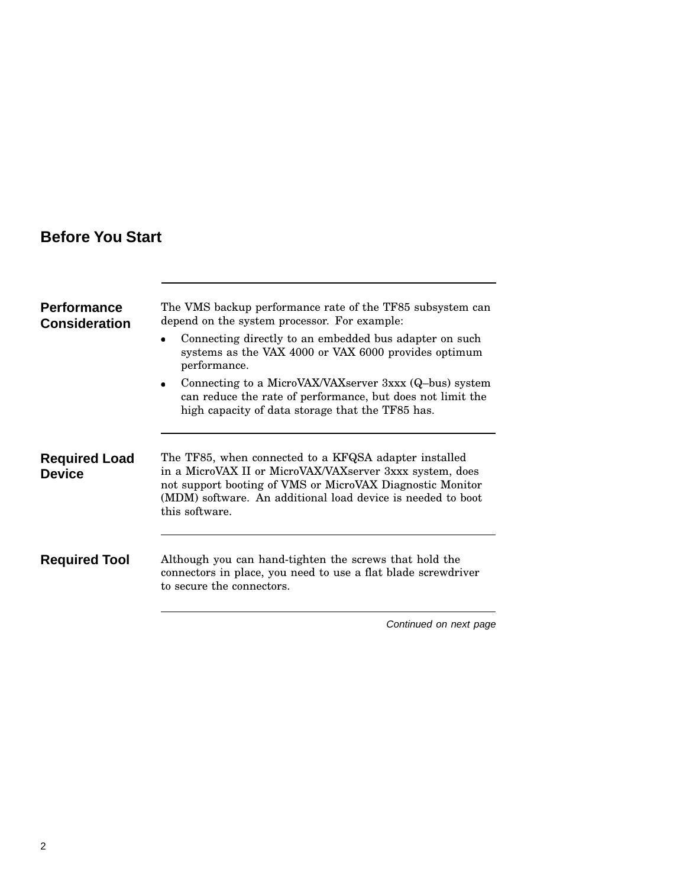## Before You Start

### Performance Consideration

The VMS backup performance rate of the TF85 subsystem can depend on the system processor. For example:

- Connecting directly to an embedded bus adapter on such systems as the VAX 4000 or VAX 6000 provides optimum performance.
- Connecting to a MicroVAX/VAXserver 3xxx (Q–bus) system can reduce the rate of performance, but does not limit the high capacity of data storage that the TF85 has.

### Required Load Device

The TF85, when connected to a KFQSA adapter installed in a MicroVAX II or MicroVAX/VAXserver 3xxx system, does not support booting of VMS or MicroVAX Diagnostic Monitor (MDM) software. An additional load device is needed to boot this software.

### Required Tool

Although you can hand-tighten the screws that hold the connectors in place, you need to use a flat blade screwdriver to secure the connectors.

*Continued on next page*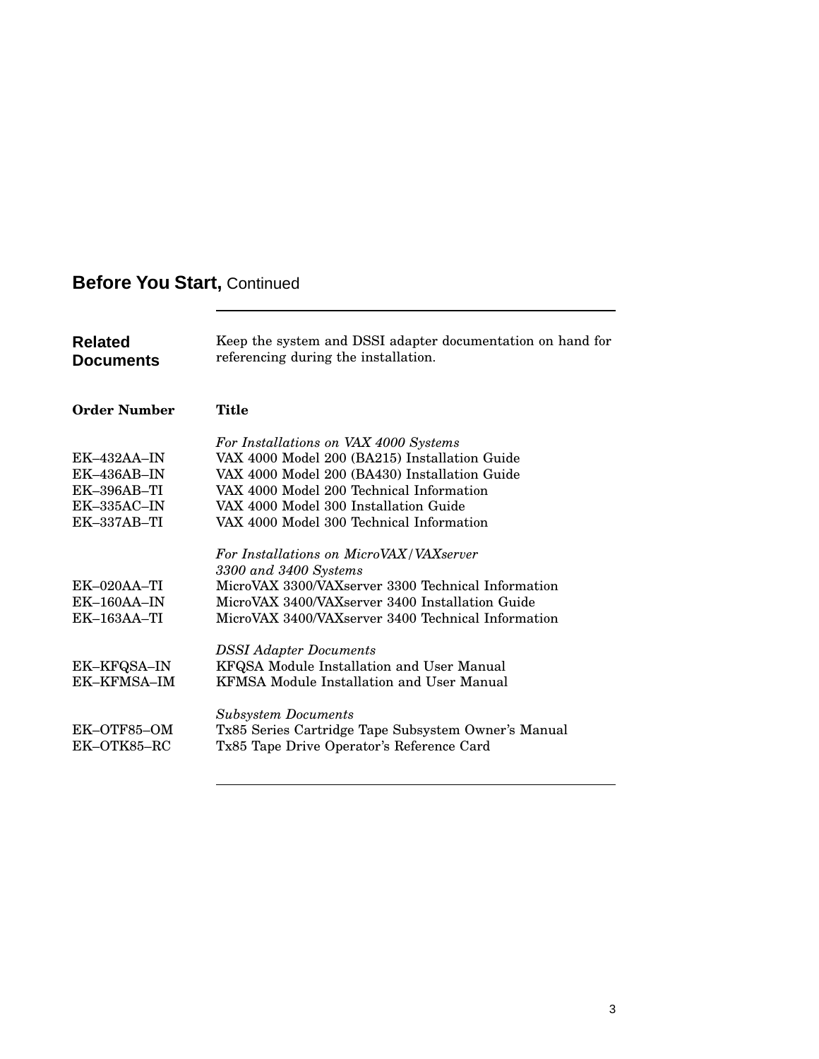## Before You Start, Continued

### Related Documents

Keep the system and DSSI adapter documentation on hand for referencing during the installation.

| Order Number | Title |
|---|---|
| | *For Installations on VAX 4000 Systems* |
| EK–432AA–IN | VAX 4000 Model 200 (BA215) Installation Guide |
| EK–436AB–IN | VAX 4000 Model 200 (BA430) Installation Guide |
| EK–396AB–TI | VAX 4000 Model 200 Technical Information |
| EK–335AC–IN | VAX 4000 Model 300 Installation Guide |
| EK–337AB–TI | VAX 4000 Model 300 Technical Information |
| | *For Installations on MicroVAX/VAXserver 3300 and 3400 Systems* |
| EK–020AA–TI | MicroVAX 3300/VAXserver 3300 Technical Information |
| EK–160AA–IN | MicroVAX 3400/VAXserver 3400 Installation Guide |
| EK–163AA–TI | MicroVAX 3400/VAXserver 3400 Technical Information |
| | *DSSI Adapter Documents* |
| EK–KFQSA–IN | KFQSA Module Installation and User Manual |
| EK–KFMSA–IM | KFMSA Module Installation and User Manual |
| | *Subsystem Documents* |
| EK–OTF85–OM | Tx85 Series Cartridge Tape Subsystem Owner's Manual |
| EK–OTK85–RC | Tx85 Tape Drive Operator's Reference Card |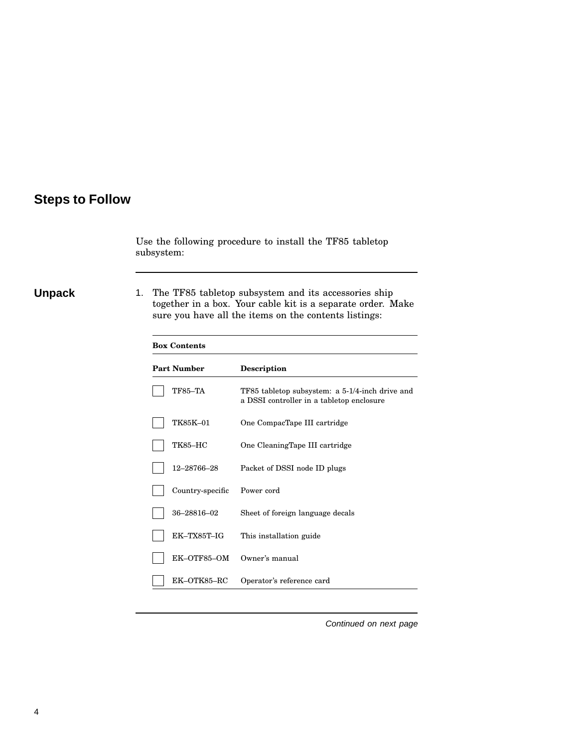## Steps to Follow

Use the following procedure to install the TF85 tabletop subsystem:

### Unpack

1. The TF85 tabletop subsystem and its accessories ship together in a box. Your cable kit is a separate order. Make sure you have all the items on the contents listings:

**Box Contents**

| | Part Number | Description |
|---|---|---|
| ☐ | TF85–TA | TF85 tabletop subsystem: a 5-1/4-inch drive and a DSSI controller in a tabletop enclosure |
| ☐ | TK85K–01 | One CompacTape III cartridge |
| ☐ | TK85–HC | One CleaningTape III cartridge |
| ☐ | 12–28766–28 | Packet of DSSI node ID plugs |
| ☐ | Country-specific | Power cord |
| ☐ | 36–28816–02 | Sheet of foreign language decals |
| ☐ | EK–TX85T–IG | This installation guide |
| ☐ | EK–OTF85–OM | Owner's manual |
| ☐ | EK–OTK85–RC | Operator's reference card |

*Continued on next page*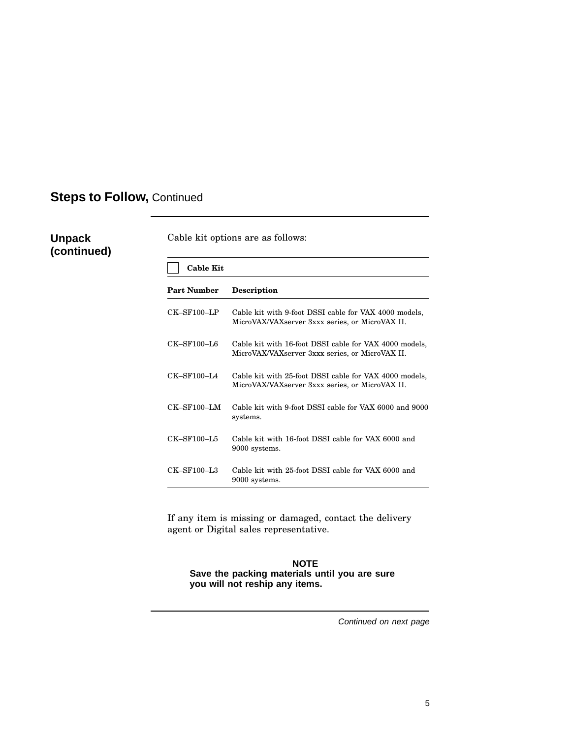## Steps to Follow, Continued

### Unpack (continued)

Cable kit options are as follows:

☐ **Cable Kit**

| Part Number | Description |
|---|---|
| CK–SF100–LP | Cable kit with 9-foot DSSI cable for VAX 4000 models, MicroVAX/VAXserver 3xxx series, or MicroVAX II. |
| CK–SF100–L6 | Cable kit with 16-foot DSSI cable for VAX 4000 models, MicroVAX/VAXserver 3xxx series, or MicroVAX II. |
| CK–SF100–L4 | Cable kit with 25-foot DSSI cable for VAX 4000 models, MicroVAX/VAXserver 3xxx series, or MicroVAX II. |
| CK–SF100–LM | Cable kit with 9-foot DSSI cable for VAX 6000 and 9000 systems. |
| CK–SF100–L5 | Cable kit with 16-foot DSSI cable for VAX 6000 and 9000 systems. |
| CK–SF100–L3 | Cable kit with 25-foot DSSI cable for VAX 6000 and 9000 systems. |

If any item is missing or damaged, contact the delivery agent or Digital sales representative.

**NOTE**
**Save the packing materials until you are sure you will not reship any items.**

*Continued on next page*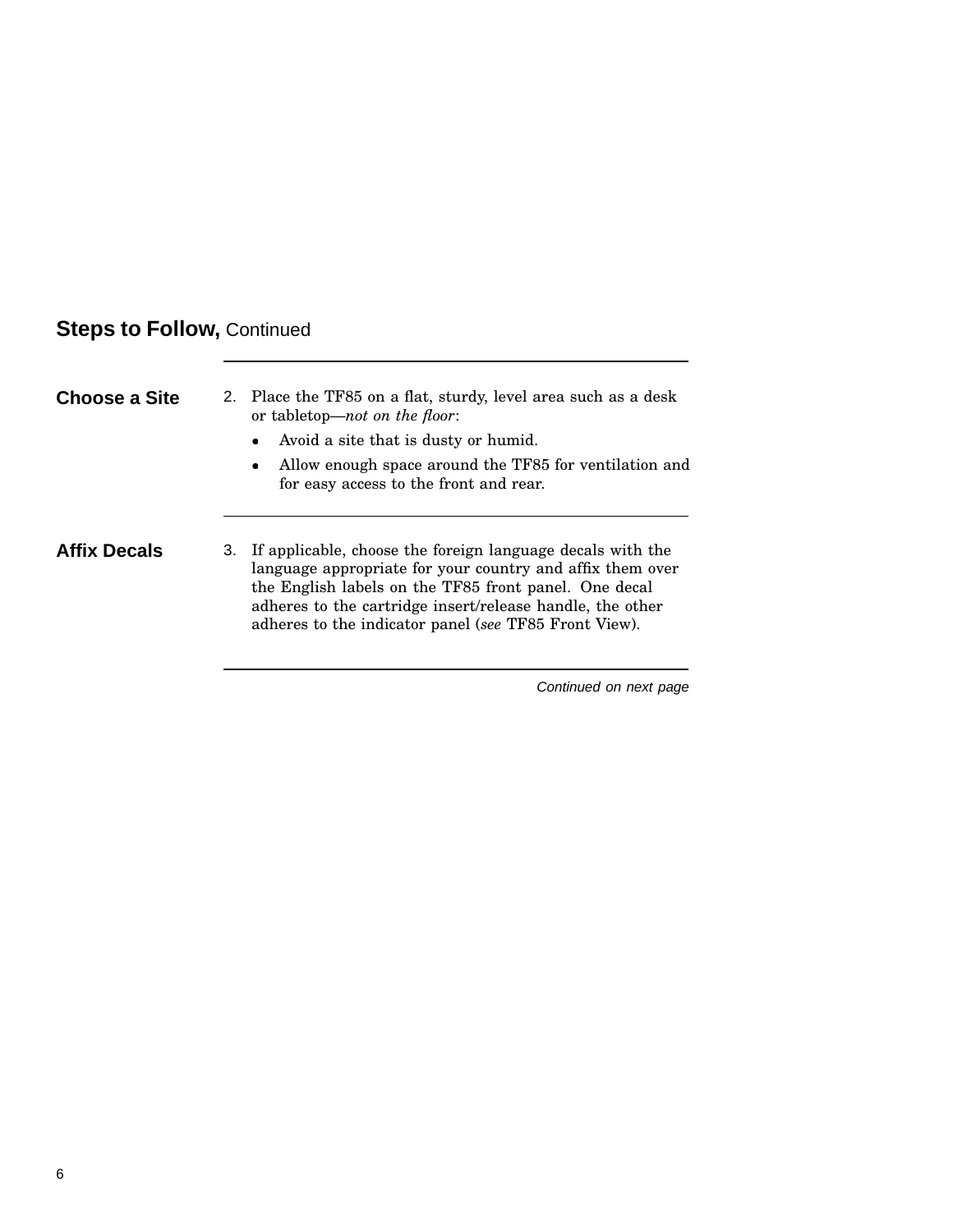## Steps to Follow, Continued

### Choose a Site

2. Place the TF85 on a flat, sturdy, level area such as a desk or tabletop—*not on the floor*:
   - Avoid a site that is dusty or humid.
   - Allow enough space around the TF85 for ventilation and for easy access to the front and rear.

### Affix Decals

3. If applicable, choose the foreign language decals with the language appropriate for your country and affix them over the English labels on the TF85 front panel. One decal adheres to the cartridge insert/release handle, the other adheres to the indicator panel (*see* TF85 Front View).

*Continued on next page*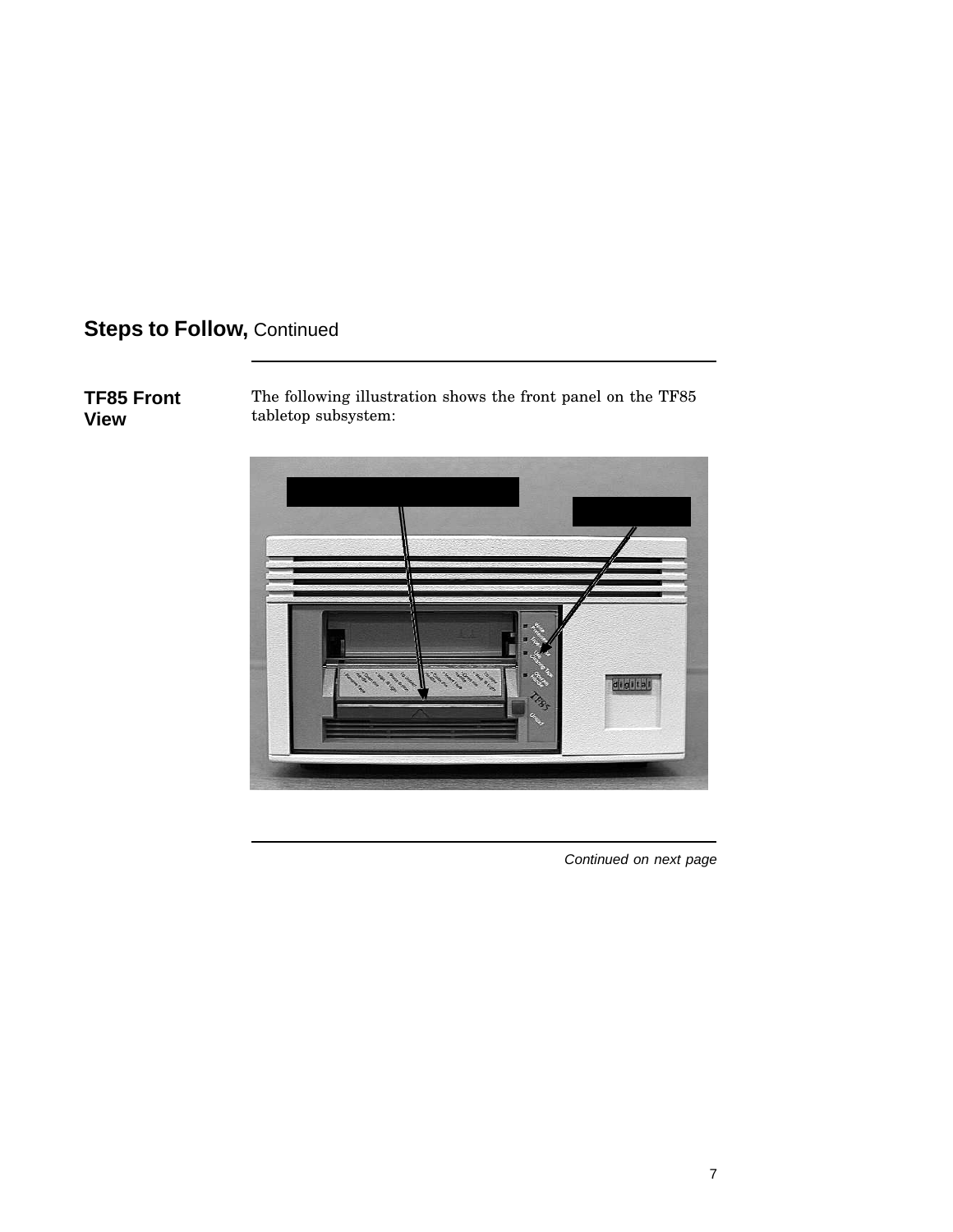## Steps to Follow, Continued

### TF85 Front View

The following illustration shows the front panel on the TF85 tabletop subsystem:

*Continued on next page*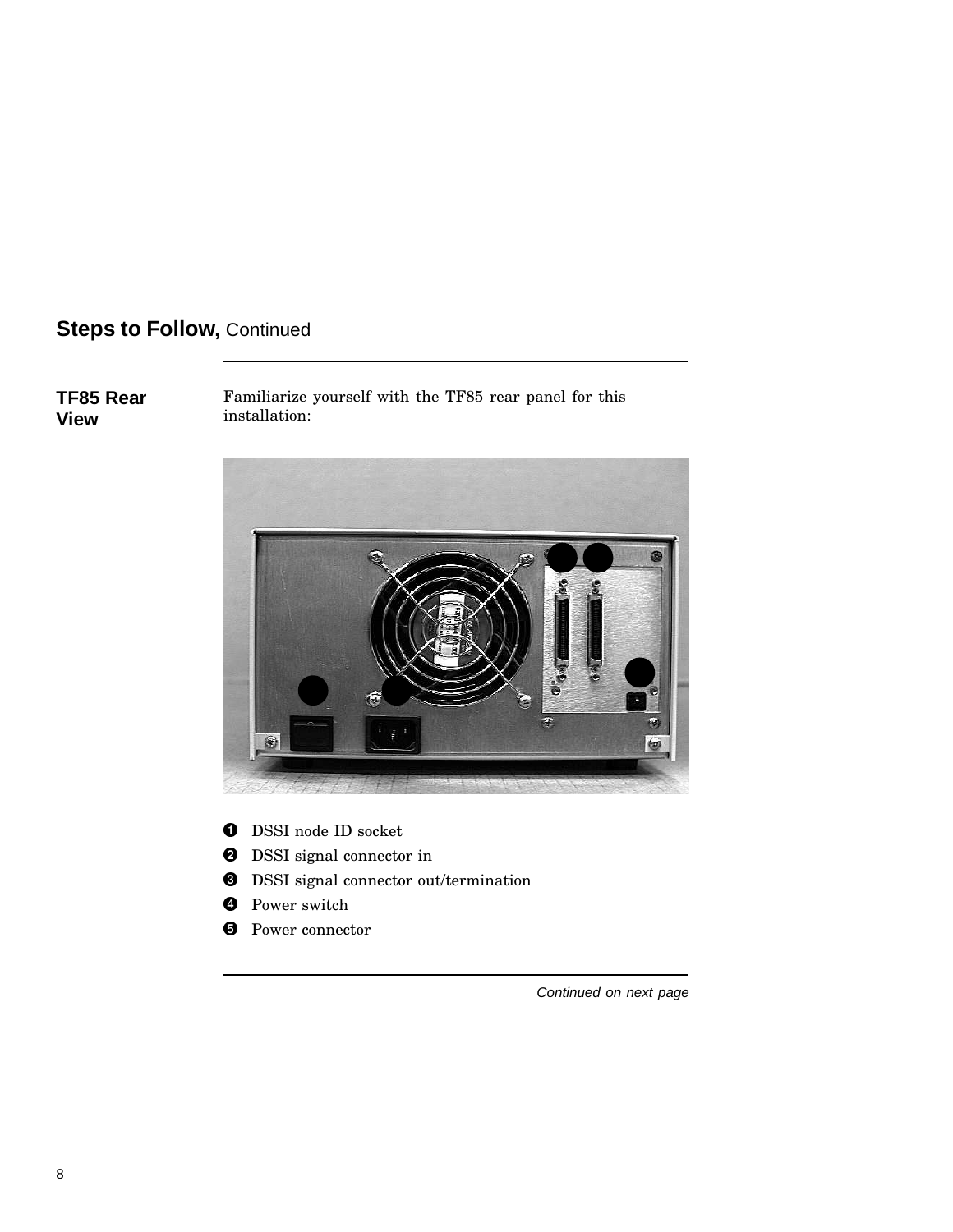## Steps to Follow, Continued

### TF85 Rear View

Familiarize yourself with the TF85 rear panel for this installation:

1. DSSI node ID socket
2. DSSI signal connector in
3. DSSI signal connector out/termination
4. Power switch
5. Power connector

*Continued on next page*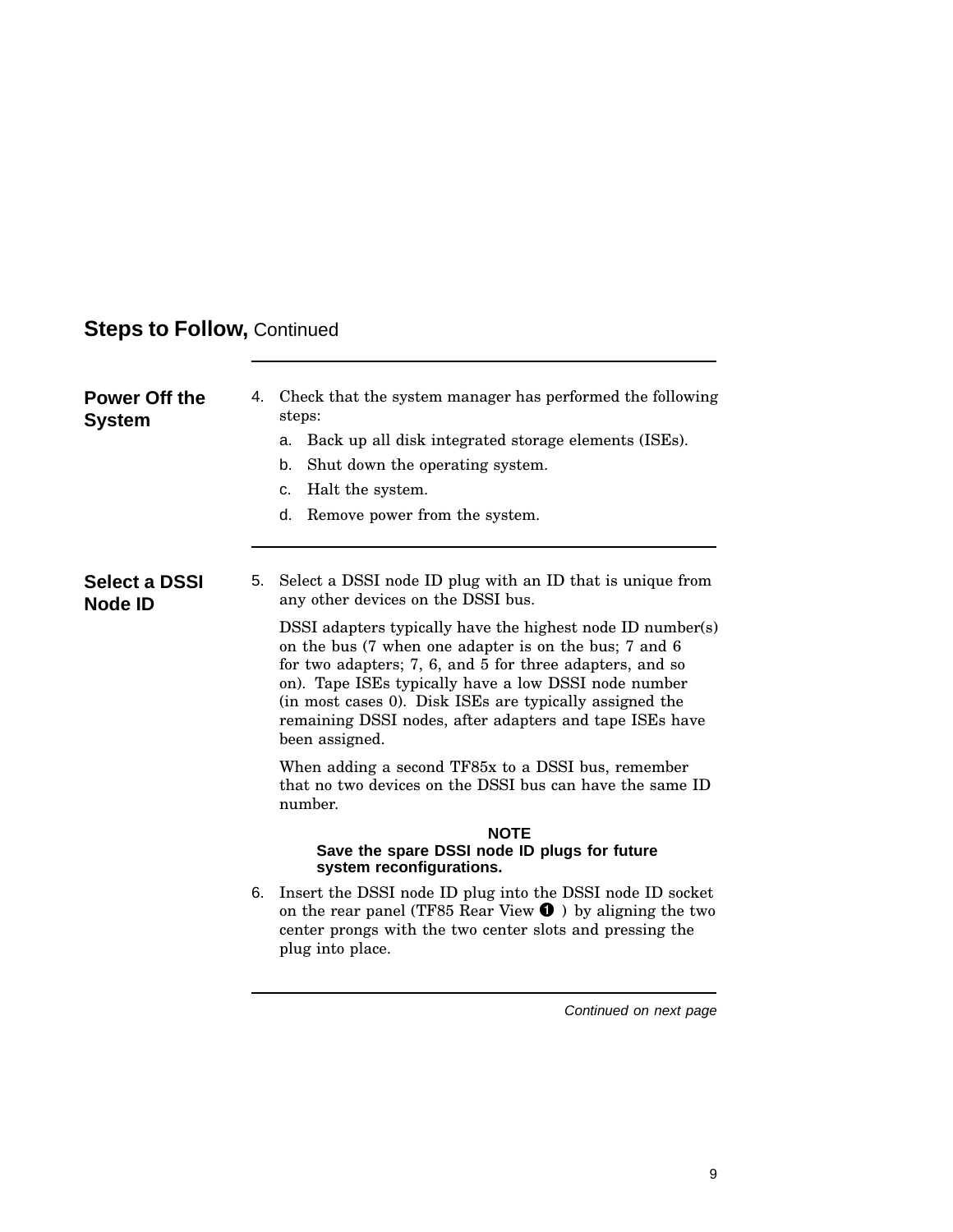## Steps to Follow, Continued

### Power Off the System

4. Check that the system manager has performed the following steps:
   a. Back up all disk integrated storage elements (ISEs).
   b. Shut down the operating system.
   c. Halt the system.
   d. Remove power from the system.

### Select a DSSI Node ID

5. Select a DSSI node ID plug with an ID that is unique from any other devices on the DSSI bus.

   DSSI adapters typically have the highest node ID number(s) on the bus (7 when one adapter is on the bus; 7 and 6 for two adapters; 7, 6, and 5 for three adapters, and so on). Tape ISEs typically have a low DSSI node number (in most cases 0). Disk ISEs are typically assigned the remaining DSSI nodes, after adapters and tape ISEs have been assigned.

   When adding a second TF85x to a DSSI bus, remember that no two devices on the DSSI bus can have the same ID number.

   **NOTE**
   **Save the spare DSSI node ID plugs for future system reconfigurations.**

6. Insert the DSSI node ID plug into the DSSI node ID socket on the rear panel (TF85 Rear View ❶ ) by aligning the two center prongs with the two center slots and pressing the plug into place.

*Continued on next page*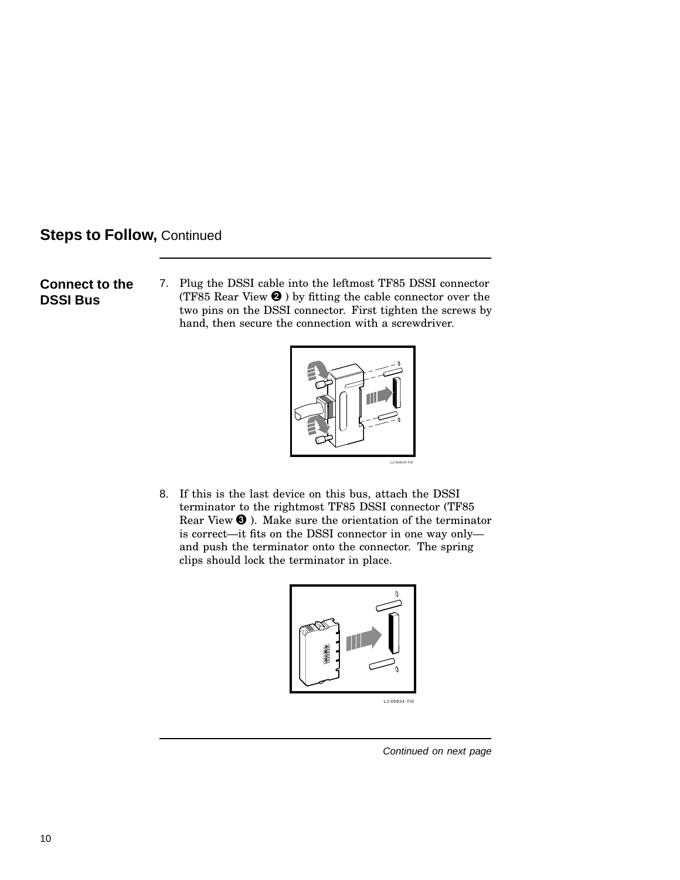## Steps to Follow, Continued

### Connect to the DSSI Bus

7. Plug the DSSI cable into the leftmost TF85 DSSI connector (TF85 Rear View ❷ ) by fitting the cable connector over the two pins on the DSSI connector. First tighten the screws by hand, then secure the connection with a screwdriver.

LJ-00914-TI0

8. If this is the last device on this bus, attach the DSSI terminator to the rightmost TF85 DSSI connector (TF85 Rear View ❸ ). Make sure the orientation of the terminator is correct—it fits on the DSSI connector in one way only—and push the terminator onto the connector. The spring clips should lock the terminator in place.

LJ-00924-TI0

*Continued on next page*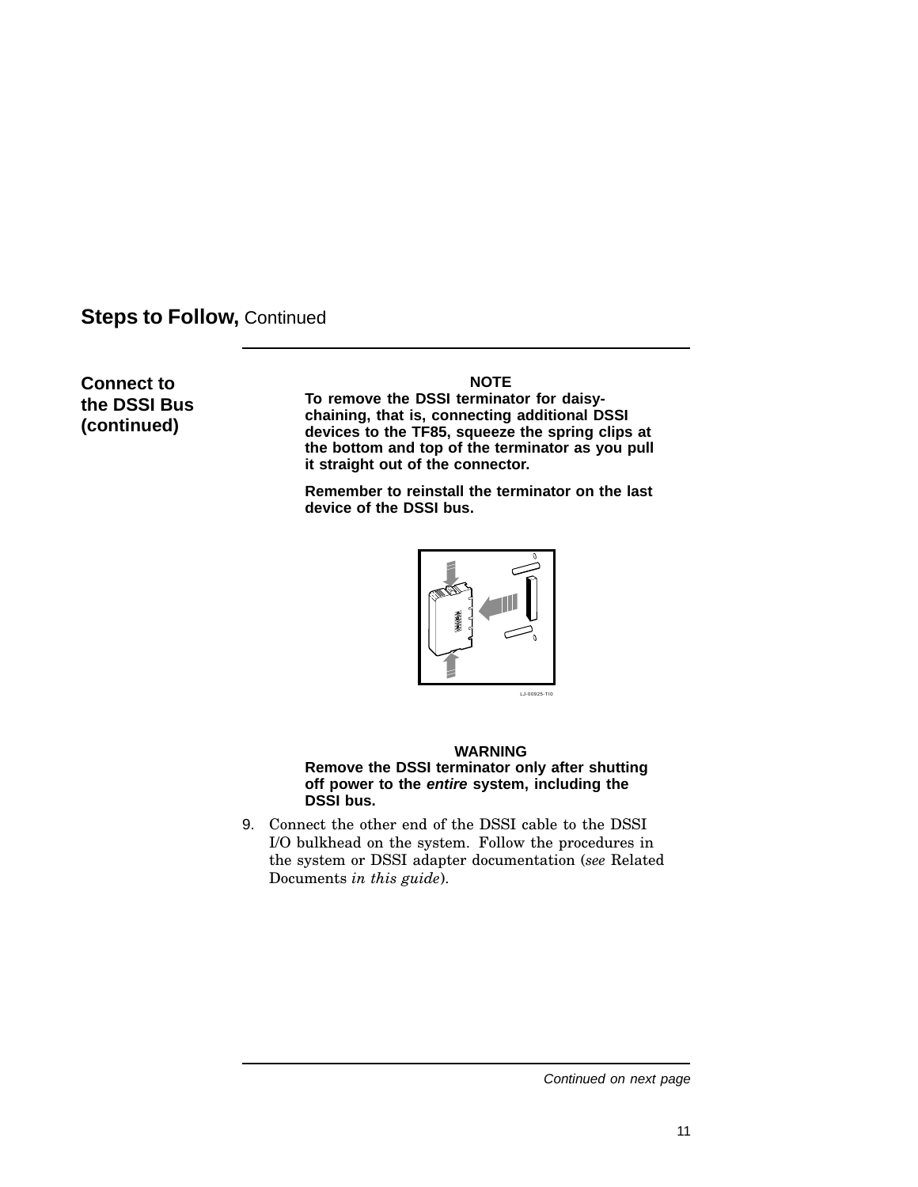## Steps to Follow, Continued

### Connect to the DSSI Bus (continued)

**NOTE**

**To remove the DSSI terminator for daisy-chaining, that is, connecting additional DSSI devices to the TF85, squeeze the spring clips at the bottom and top of the terminator as you pull it straight out of the connector.**

**Remember to reinstall the terminator on the last device of the DSSI bus.**

LJ-00925-TI0

**WARNING**

**Remove the DSSI terminator only after shutting off power to the *entire* system, including the DSSI bus.**

9. Connect the other end of the DSSI cable to the DSSI I/O bulkhead on the system. Follow the procedures in the system or DSSI adapter documentation (*see* Related Documents *in this guide*).

*Continued on next page*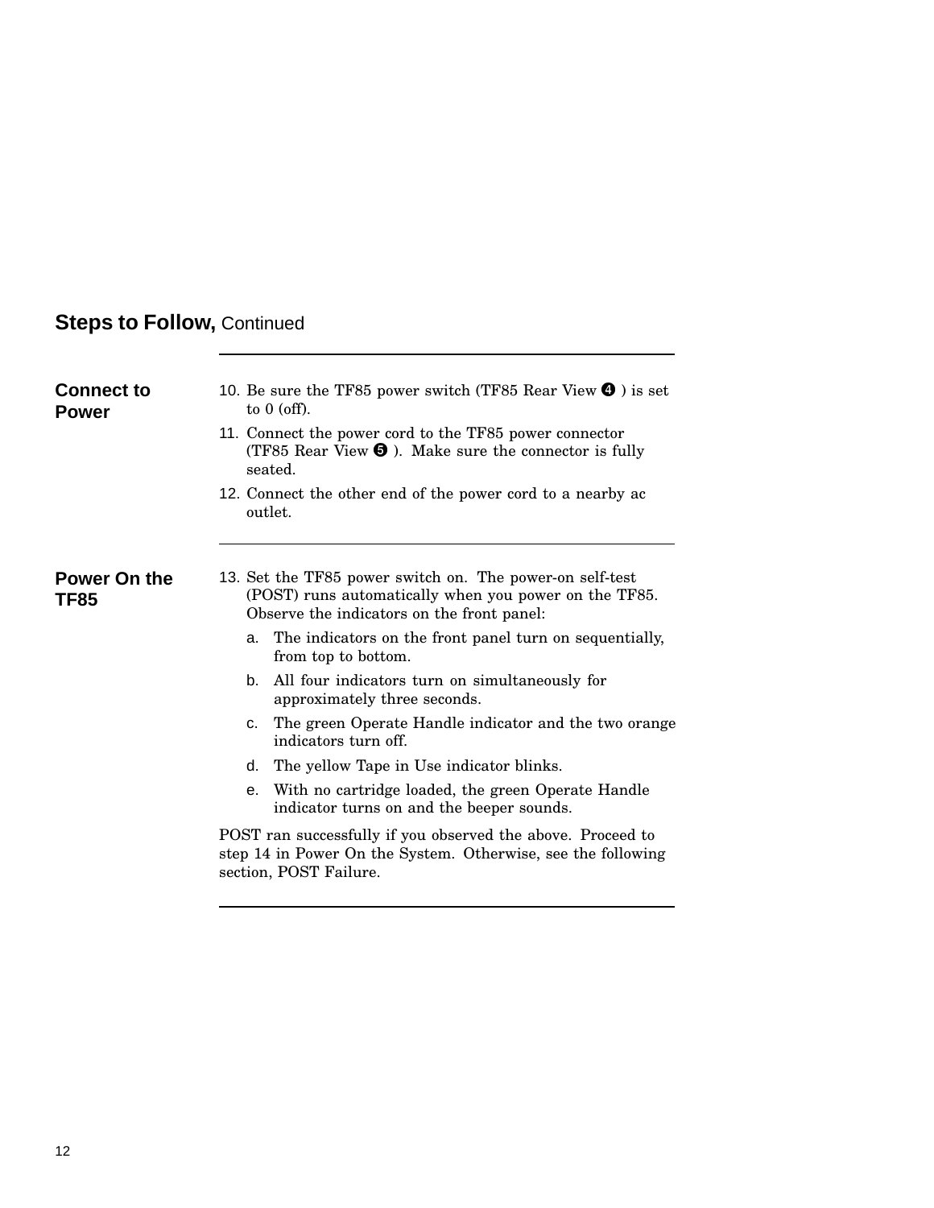## Steps to Follow, Continued

### Connect to Power

10. Be sure the TF85 power switch (TF85 Rear View ❹ ) is set to 0 (off).
11. Connect the power cord to the TF85 power connector (TF85 Rear View ❺ ). Make sure the connector is fully seated.
12. Connect the other end of the power cord to a nearby ac outlet.

### Power On the TF85

13. Set the TF85 power switch on. The power-on self-test (POST) runs automatically when you power on the TF85. Observe the indicators on the front panel:
    a. The indicators on the front panel turn on sequentially, from top to bottom.
    b. All four indicators turn on simultaneously for approximately three seconds.
    c. The green Operate Handle indicator and the two orange indicators turn off.
    d. The yellow Tape in Use indicator blinks.
    e. With no cartridge loaded, the green Operate Handle indicator turns on and the beeper sounds.

POST ran successfully if you observed the above. Proceed to step 14 in Power On the System. Otherwise, see the following section, POST Failure.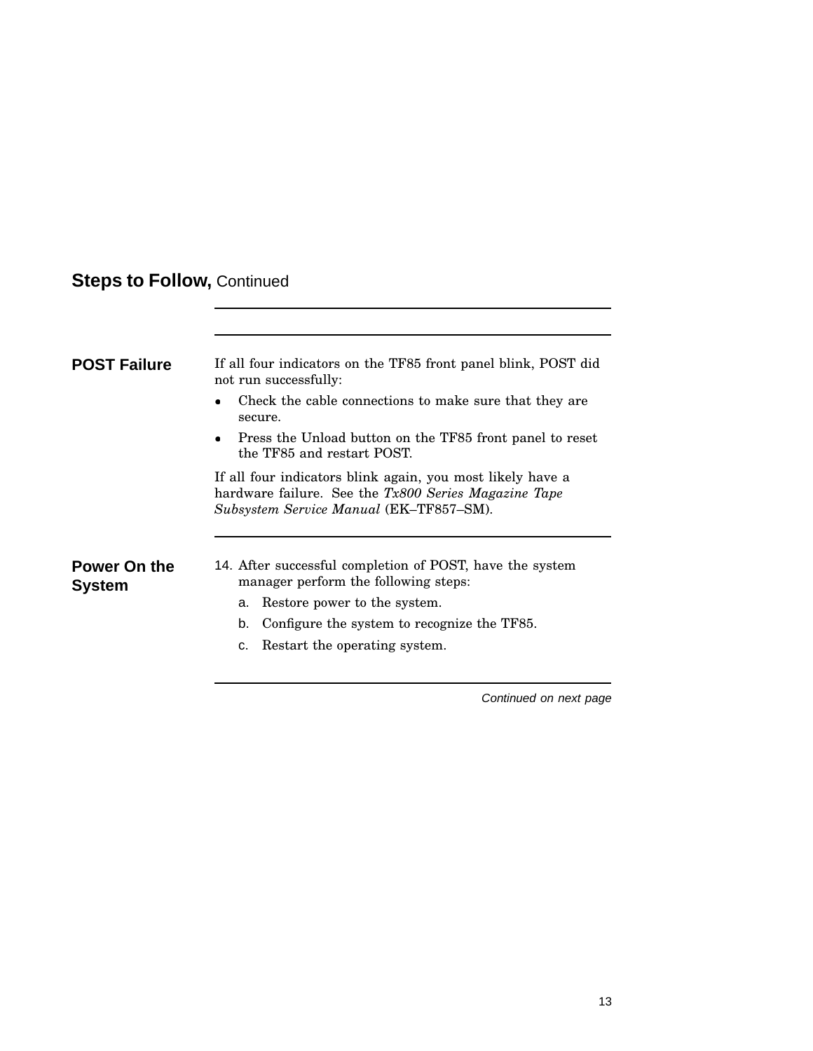## Steps to Follow, Continued

### POST Failure

If all four indicators on the TF85 front panel blink, POST did not run successfully:

- Check the cable connections to make sure that they are secure.
- Press the Unload button on the TF85 front panel to reset the TF85 and restart POST.

If all four indicators blink again, you most likely have a hardware failure. See the *Tx800 Series Magazine Tape Subsystem Service Manual* (EK–TF857–SM).

### Power On the System

14. After successful completion of POST, have the system manager perform the following steps:
    a. Restore power to the system.
    b. Configure the system to recognize the TF85.
    c. Restart the operating system.

*Continued on next page*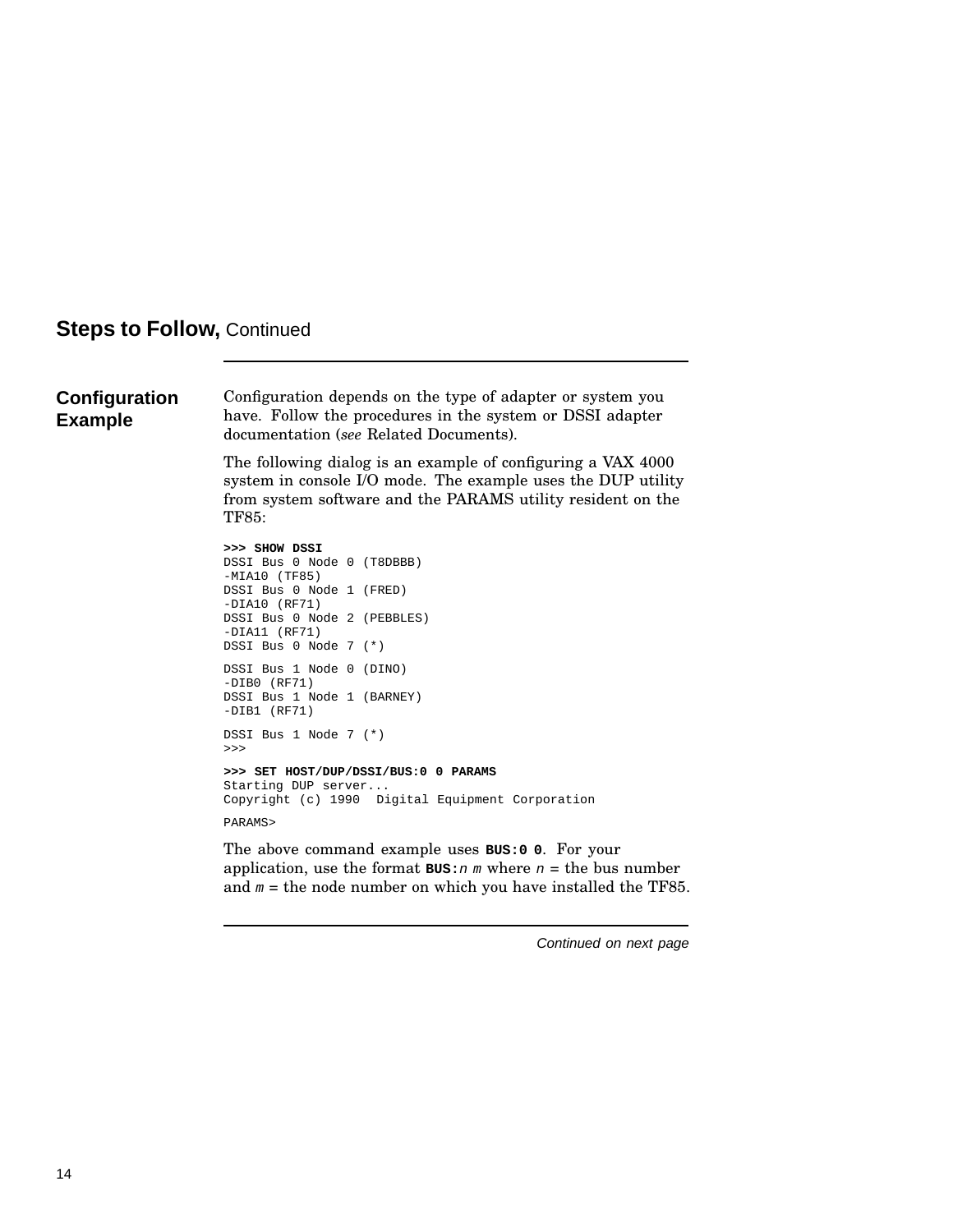## Steps to Follow, Continued

### Configuration Example

Configuration depends on the type of adapter or system you have. Follow the procedures in the system or DSSI adapter documentation (*see* Related Documents).

The following dialog is an example of configuring a VAX 4000 system in console I/O mode. The example uses the DUP utility from system software and the PARAMS utility resident on the TF85:

```
>>> SHOW DSSI
DSSI Bus 0 Node 0 (T8DBBB)
-MIA10 (TF85)
DSSI Bus 0 Node 1 (FRED)
-DIA10 (RF71)
DSSI Bus 0 Node 2 (PEBBLES)
-DIA11 (RF71)
DSSI Bus 0 Node 7 (*)

DSSI Bus 1 Node 0 (DINO)
-DIB0 (RF71)
DSSI Bus 1 Node 1 (BARNEY)
-DIB1 (RF71)

DSSI Bus 1 Node 7 (*)
>>>

>>> SET HOST/DUP/DSSI/BUS:0 0 PARAMS
Starting DUP server...
Copyright (c) 1990  Digital Equipment Corporation

PARAMS>
```

The above command example uses **BUS:0 0**. For your application, use the format **BUS:***n m* where *n* = the bus number and *m* = the node number on which you have installed the TF85.

*Continued on next page*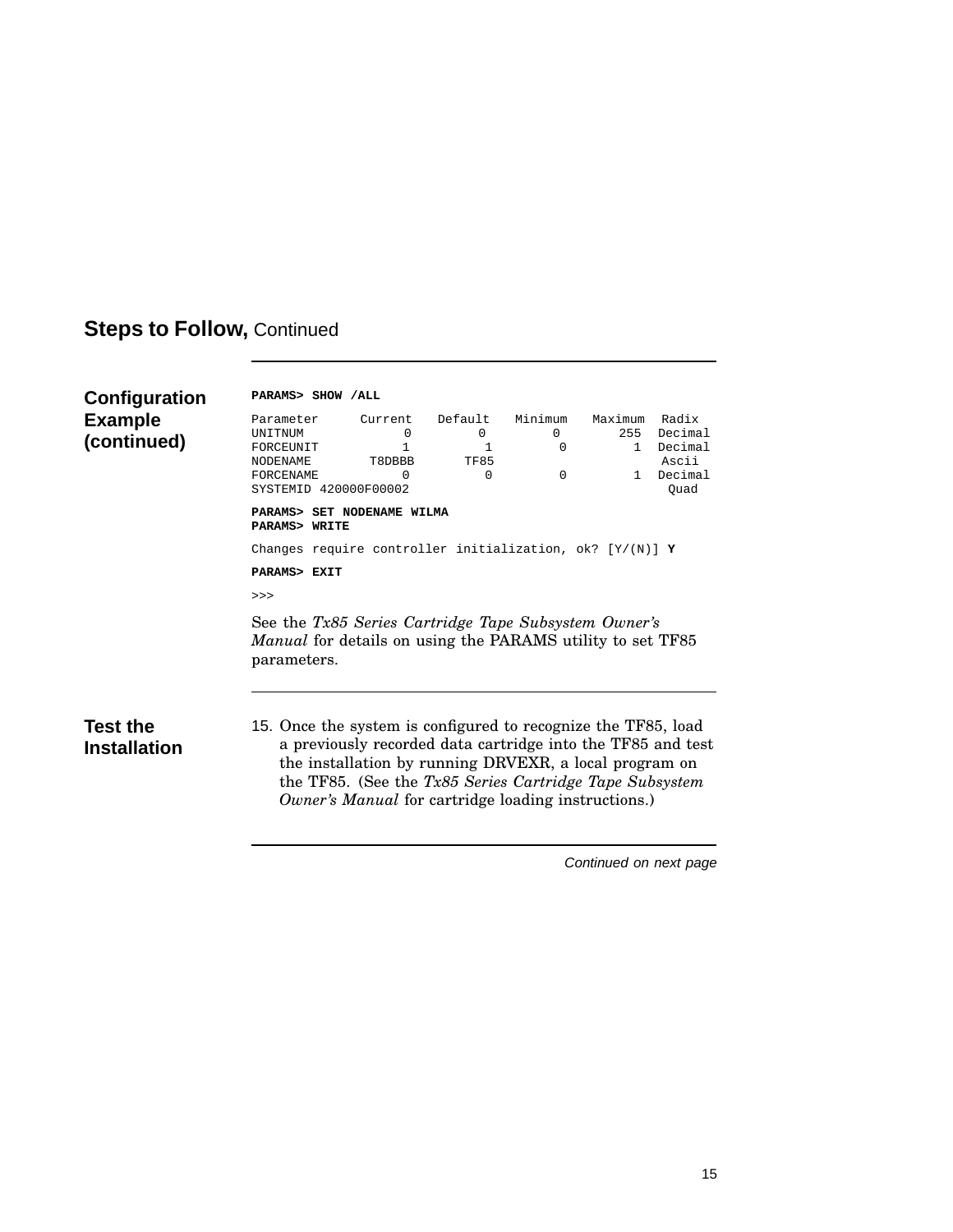## Steps to Follow, Continued

### Configuration Example (continued)

```
PARAMS> SHOW /ALL

Parameter      Current   Default   Minimum   Maximum  Radix
UNITNUM              0         0         0       255  Decimal
FORCEUNIT            1         1         0         1  Decimal
NODENAME        T8DBBB      TF85                       Ascii
FORCENAME            0         0         0         1  Decimal
SYSTEMID 420000F00002                                   Quad

PARAMS> SET NODENAME WILMA
PARAMS> WRITE

Changes require controller initialization, ok? [Y/(N)] Y

PARAMS> EXIT

>>>
```

See the *Tx85 Series Cartridge Tape Subsystem Owner's Manual* for details on using the PARAMS utility to set TF85 parameters.

### Test the Installation

15. Once the system is configured to recognize the TF85, load a previously recorded data cartridge into the TF85 and test the installation by running DRVEXR, a local program on the TF85. (See the *Tx85 Series Cartridge Tape Subsystem Owner's Manual* for cartridge loading instructions.)

*Continued on next page*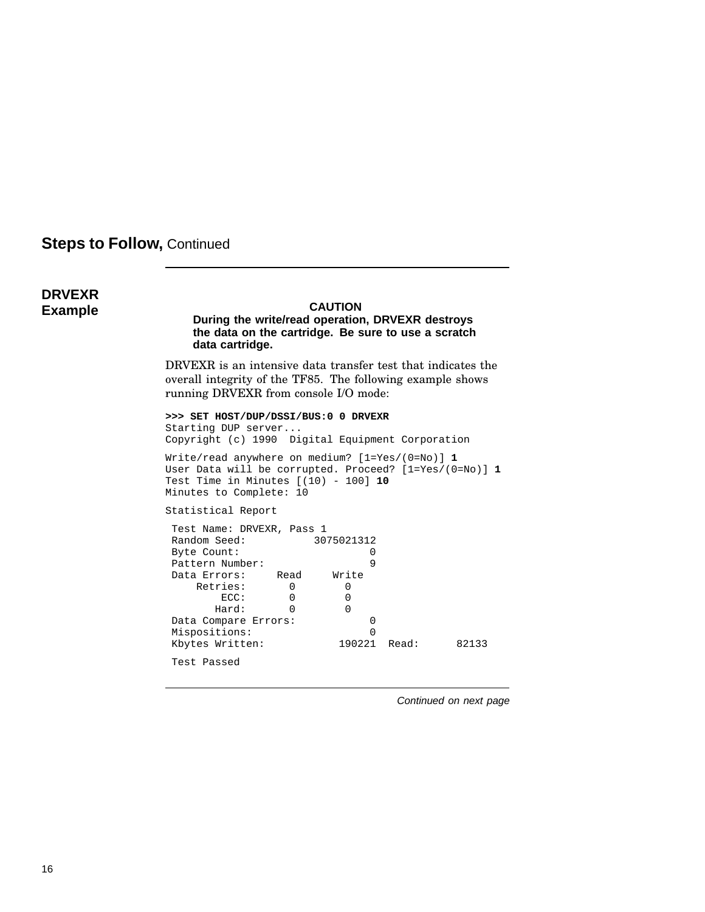## Steps to Follow, Continued

### DRVEXR Example

> **CAUTION**
>
> **During the write/read operation, DRVEXR destroys the data on the cartridge. Be sure to use a scratch data cartridge.**

DRVEXR is an intensive data transfer test that indicates the overall integrity of the TF85. The following example shows running DRVEXR from console I/O mode:

```
>>> SET HOST/DUP/DSSI/BUS:0 0 DRVEXR
Starting DUP server...
Copyright (c) 1990  Digital Equipment Corporation

Write/read anywhere on medium? [1=Yes/(0=No)] 1
User Data will be corrupted. Proceed? [1=Yes/(0=No)] 1
Test Time in Minutes [(10) - 100] 10
Minutes to Complete: 10

Statistical Report

 Test Name: DRVEXR, Pass 1
 Random Seed:           3075021312
 Byte Count:                     0
 Pattern Number:                 9
 Data Errors:     Read     Write
     Retries:       0        0
         ECC:       0        0
        Hard:       0        0
 Data Compare Errors:            0
 Mispositions:                   0
 Kbytes Written:            190221  Read:      82133

 Test Passed
```

*Continued on next page*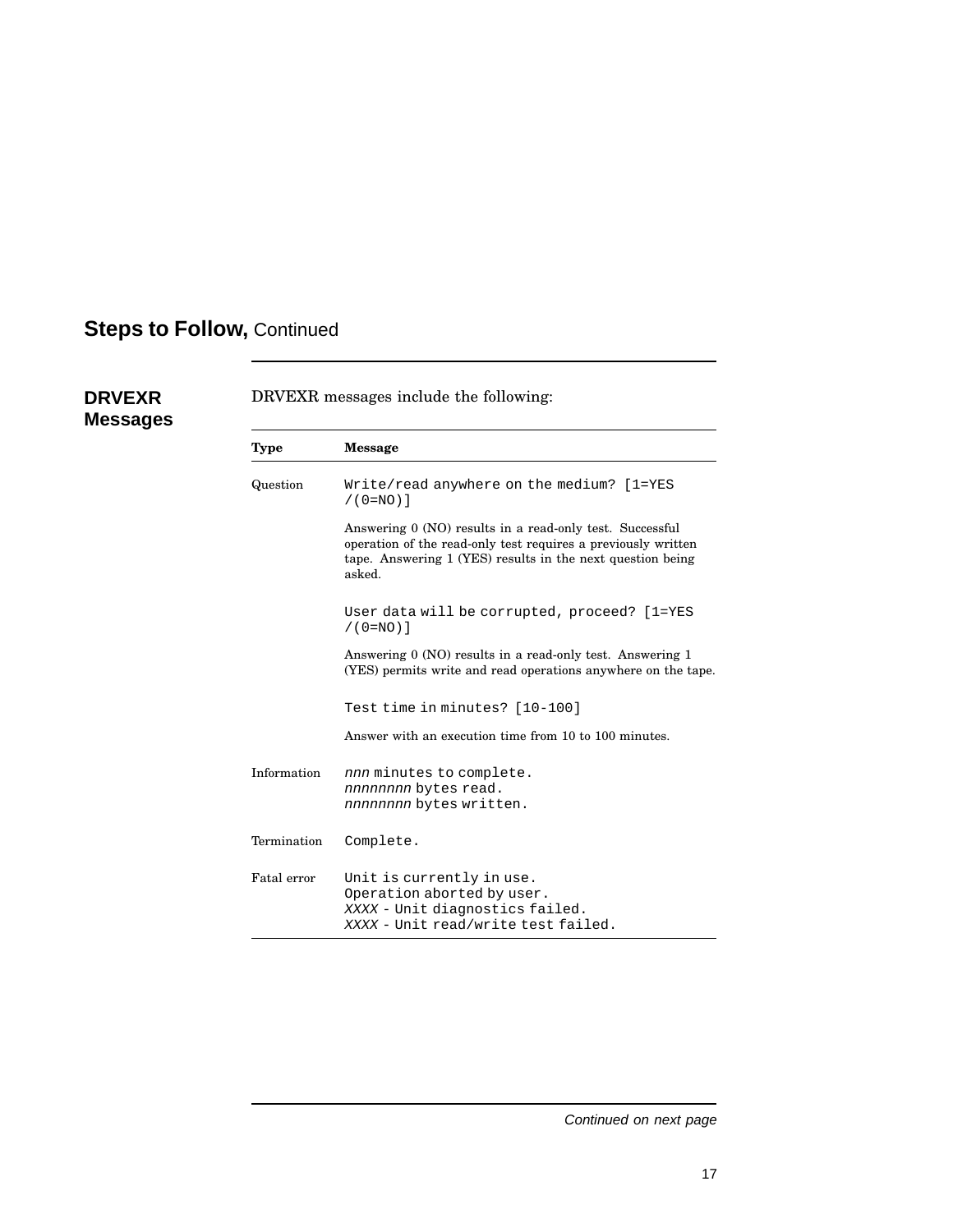## Steps to Follow, Continued

### DRVEXR Messages

DRVEXR messages include the following:

| Type | Message |
|---|---|
| Question | `Write/read anywhere on the medium? [1=YES /(0=NO)]`<br><br>Answering 0 (NO) results in a read-only test. Successful operation of the read-only test requires a previously written tape. Answering 1 (YES) results in the next question being asked.<br><br>`User data will be corrupted, proceed? [1=YES /(0=NO)]`<br><br>Answering 0 (NO) results in a read-only test. Answering 1 (YES) permits write and read operations anywhere on the tape.<br><br>`Test time in minutes? [10-100]`<br><br>Answer with an execution time from 10 to 100 minutes. |
| Information | *nnn* `minutes to complete.`<br>*nnnnnnnn* `bytes read.`<br>*nnnnnnnn* `bytes written.` |
| Termination | `Complete.` |
| Fatal error | `Unit is currently in use.`<br>`Operation aborted by user.`<br>*XXXX* `- Unit diagnostics failed.`<br>*XXXX* `- Unit read/write test failed.` |

*Continued on next page*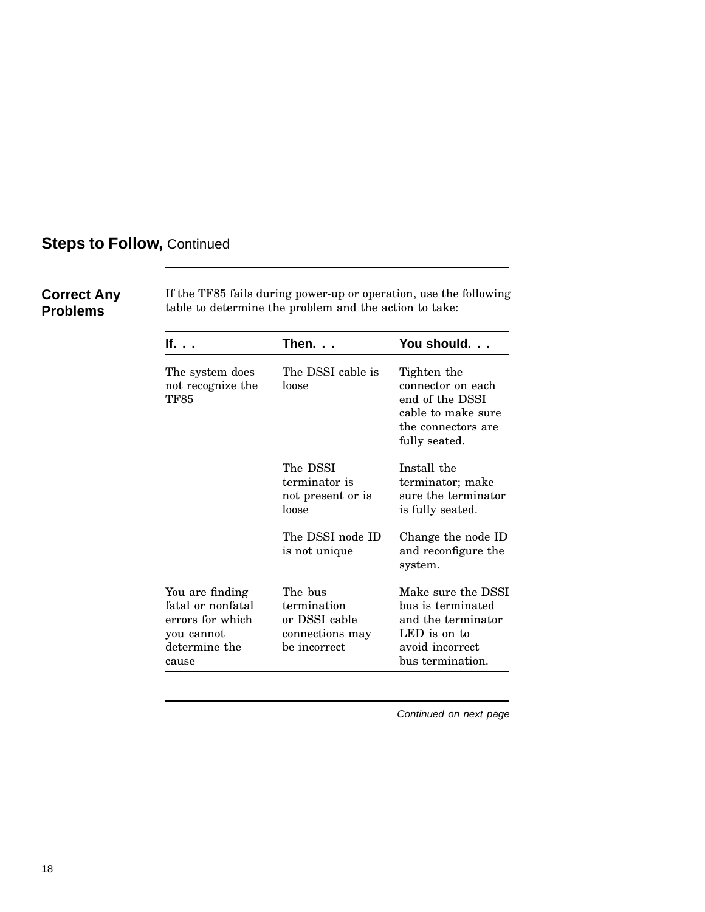## Steps to Follow, Continued

### Correct Any Problems

If the TF85 fails during power-up or operation, use the following table to determine the problem and the action to take:

| If. . . | Then. . . | You should. . . |
|---|---|---|
| The system does not recognize the TF85 | The DSSI cable is loose | Tighten the connector on each end of the DSSI cable to make sure the connectors are fully seated. |
| | The DSSI terminator is not present or is loose | Install the terminator; make sure the terminator is fully seated. |
| | The DSSI node ID is not unique | Change the node ID and reconfigure the system. |
| You are finding fatal or nonfatal errors for which you cannot determine the cause | The bus termination or DSSI cable connections may be incorrect | Make sure the DSSI bus is terminated and the terminator LED is on to avoid incorrect bus termination. |

*Continued on next page*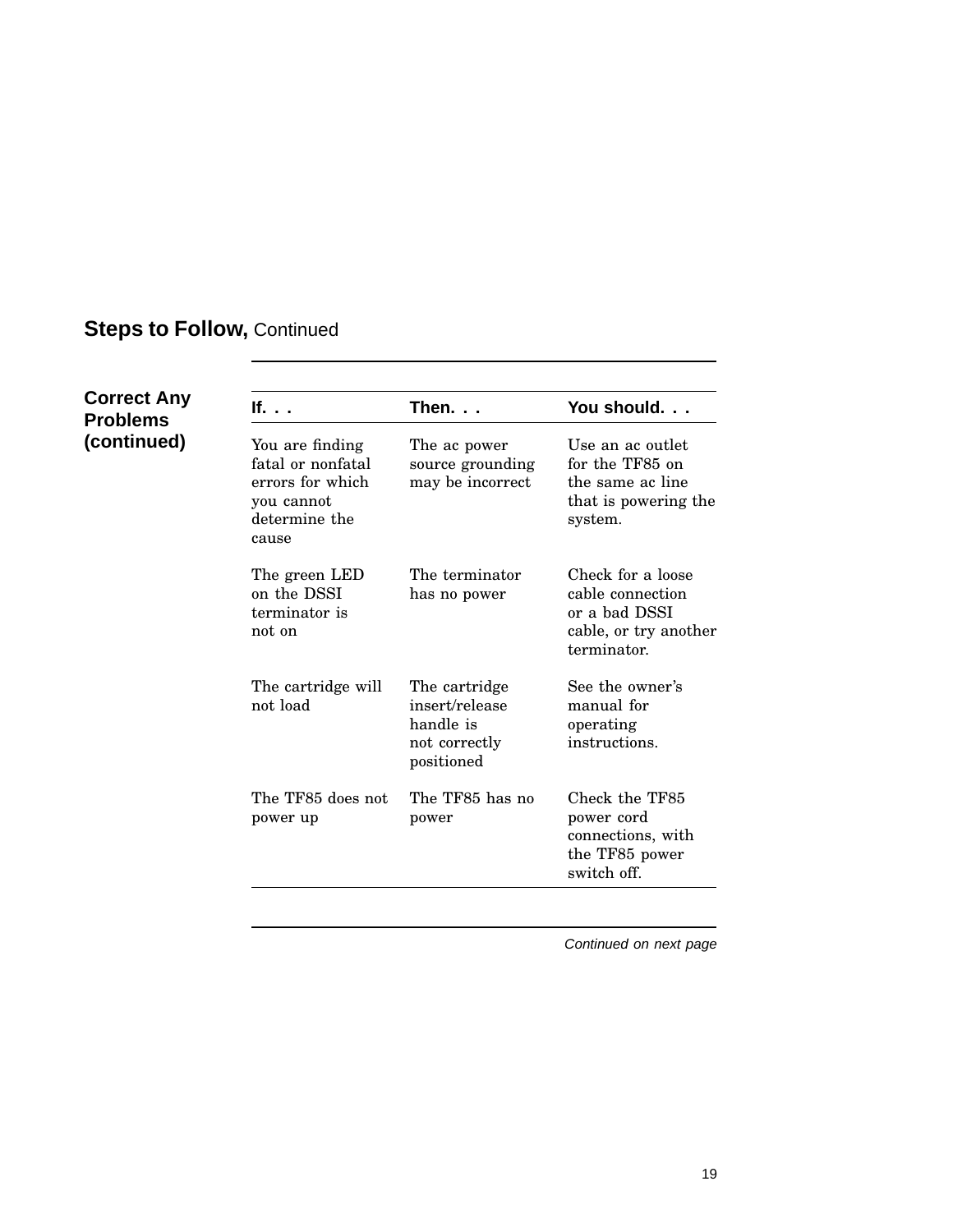## Steps to Follow, Continued

### Correct Any Problems (continued)

| If. . . | Then. . . | You should. . . |
|---|---|---|
| You are finding fatal or nonfatal errors for which you cannot determine the cause | The ac power source grounding may be incorrect | Use an ac outlet for the TF85 on the same ac line that is powering the system. |
| The green LED on the DSSI terminator is not on | The terminator has no power | Check for a loose cable connection or a bad DSSI cable, or try another terminator. |
| The cartridge will not load | The cartridge insert/release handle is not correctly positioned | See the owner's manual for operating instructions. |
| The TF85 does not power up | The TF85 has no power | Check the TF85 power cord connections, with the TF85 power switch off. |

*Continued on next page*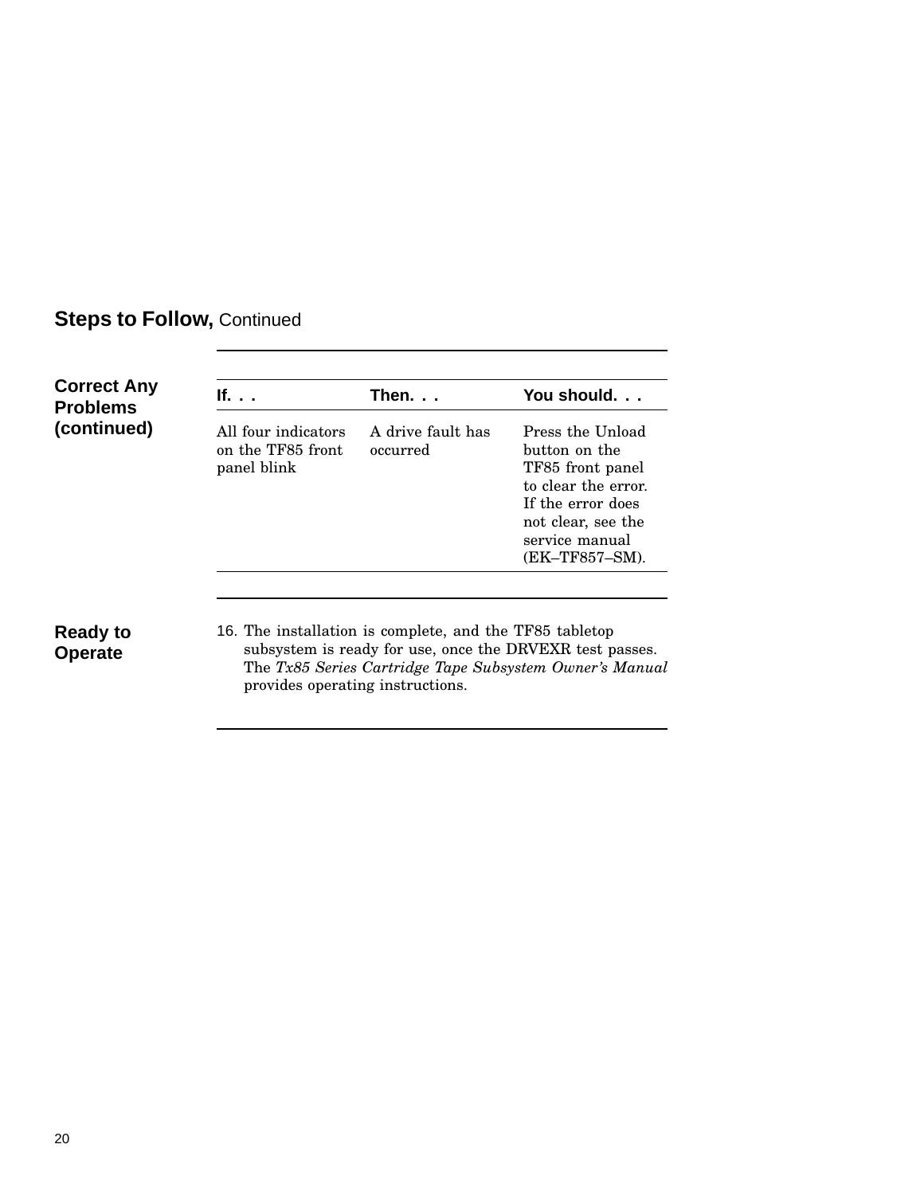## Steps to Follow, Continued

### Correct Any Problems (continued)

| If. . . | Then. . . | You should. . . |
|---|---|---|
| All four indicators on the TF85 front panel blink | A drive fault has occurred | Press the Unload button on the TF85 front panel to clear the error. If the error does not clear, see the service manual (EK–TF857–SM). |

### Ready to Operate

16. The installation is complete, and the TF85 tabletop subsystem is ready for use, once the DRVEXR test passes. The *Tx85 Series Cartridge Tape Subsystem Owner's Manual* provides operating instructions.